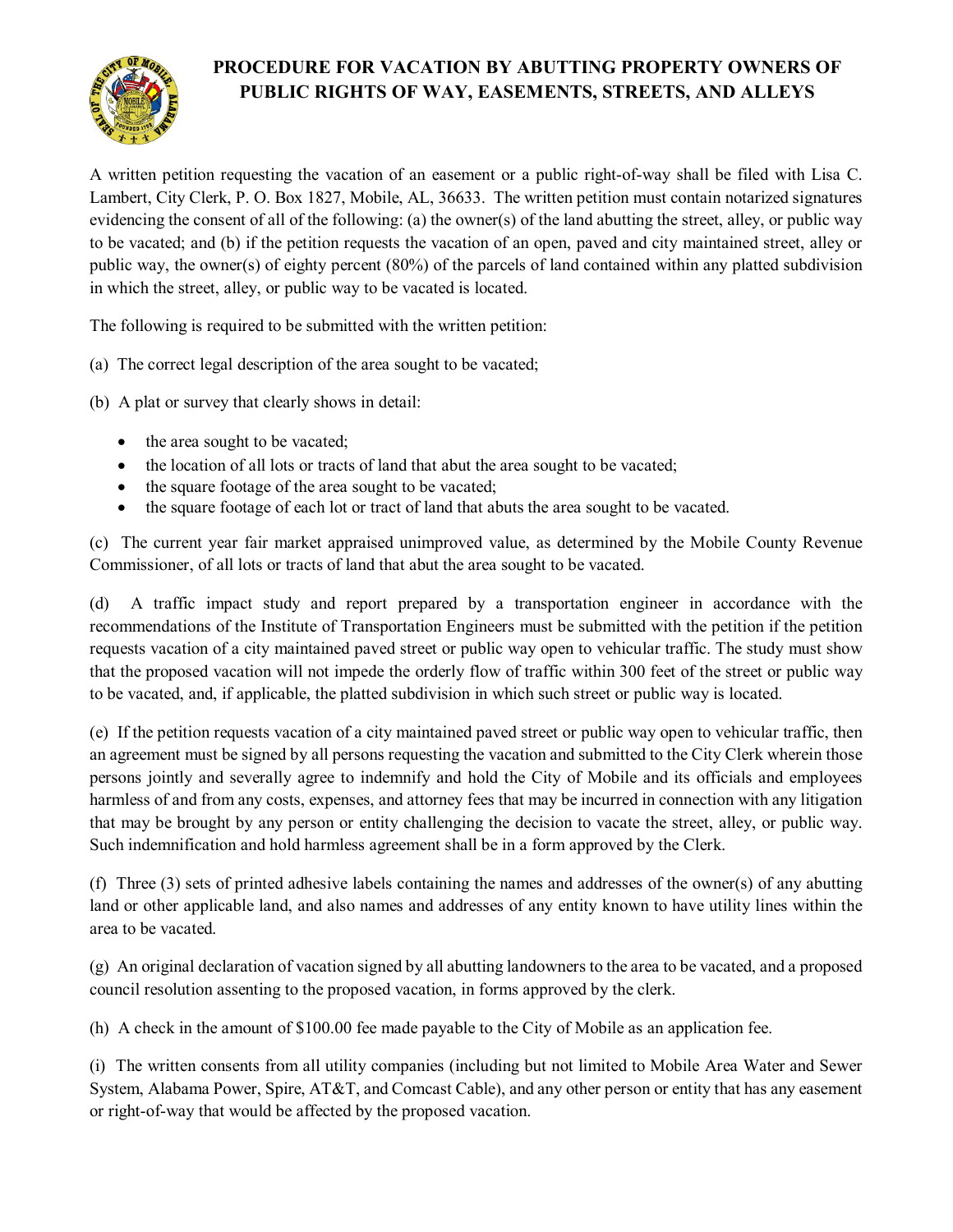# PROCEDURE FOR VACATION BY ABUTTING PROPERTY OWNERS OF PUBLIC RIGHTS OF WAY, EASEMENTS, STREETS, AND ALLEYS

A written petition requesting the vacation of an easement or a public right-of-way shall be filed with Lisa C. Lambert, City Clerk, P. O. Box 1827, Mobile, AL, 36633. The written petition must contain notarized signatures evidencing the consent of all of the following: (a) the owner(s) of the land abutting the street, alley, or public way to be vacated; and (b) if the petition requests the vacation of an open, paved and city maintained street, alley or public way, the owner(s) of eighty percent (80%) of the parcels of land contained within any platted subdivision in which the street, alley, or public way to be vacated is located.

The following is required to be submitted with the written petition:

(a) The correct legal description of the area sought to be vacated;

(b) A plat or survey that clearly shows in detail:

- the area sought to be vacated;
- the location of all lots or tracts of land that abut the area sought to be vacated;
- the square footage of the area sought to be vacated;
- the square footage of each lot or tract of land that abuts the area sought to be vacated.

(c) The current year fair market appraised unimproved value, as determined by the Mobile County Revenue Commissioner, of all lots or tracts of land that abut the area sought to be vacated.

(d) A traffic impact study and report prepared by a transportation engineer in accordance with the recommendations of the Institute of Transportation Engineers must be submitted with the petition if the petition requests vacation of a city maintained paved street or public way open to vehicular traffic. The study must show that the proposed vacation will not impede the orderly flow of traffic within 300 feet of the street or public way to be vacated, and, if applicable, the platted subdivision in which such street or public way is located.

(e) If the petition requests vacation of a city maintained paved street or public way open to vehicular traffic, then an agreement must be signed by all persons requesting the vacation and submitted to the City Clerk wherein those persons jointly and severally agree to indemnify and hold the City of Mobile and its officials and employees harmless of and from any costs, expenses, and attorney fees that may be incurred in connection with any litigation that may be brought by any person or entity challenging the decision to vacate the street, alley, or public way. Such indemnification and hold harmless agreement shall be in a form approved by the Clerk.

(f) Three (3) sets of printed adhesive labels containing the names and addresses of the owner(s) of any abutting land or other applicable land, and also names and addresses of any entity known to have utility lines within the area to be vacated.

(g) An original declaration of vacation signed by all abutting landowners to the area to be vacated, and a proposed council resolution assenting to the proposed vacation, in forms approved by the clerk.

(h) A check in the amount of $100.00 fee made payable to the City of Mobile as an application fee.

(i) The written consents from all utility companies (including but not limited to Mobile Area Water and Sewer System, Alabama Power, Spire, AT&T, and Comcast Cable), and any other person or entity that has any easement or right-of-way that would be affected by the proposed vacation.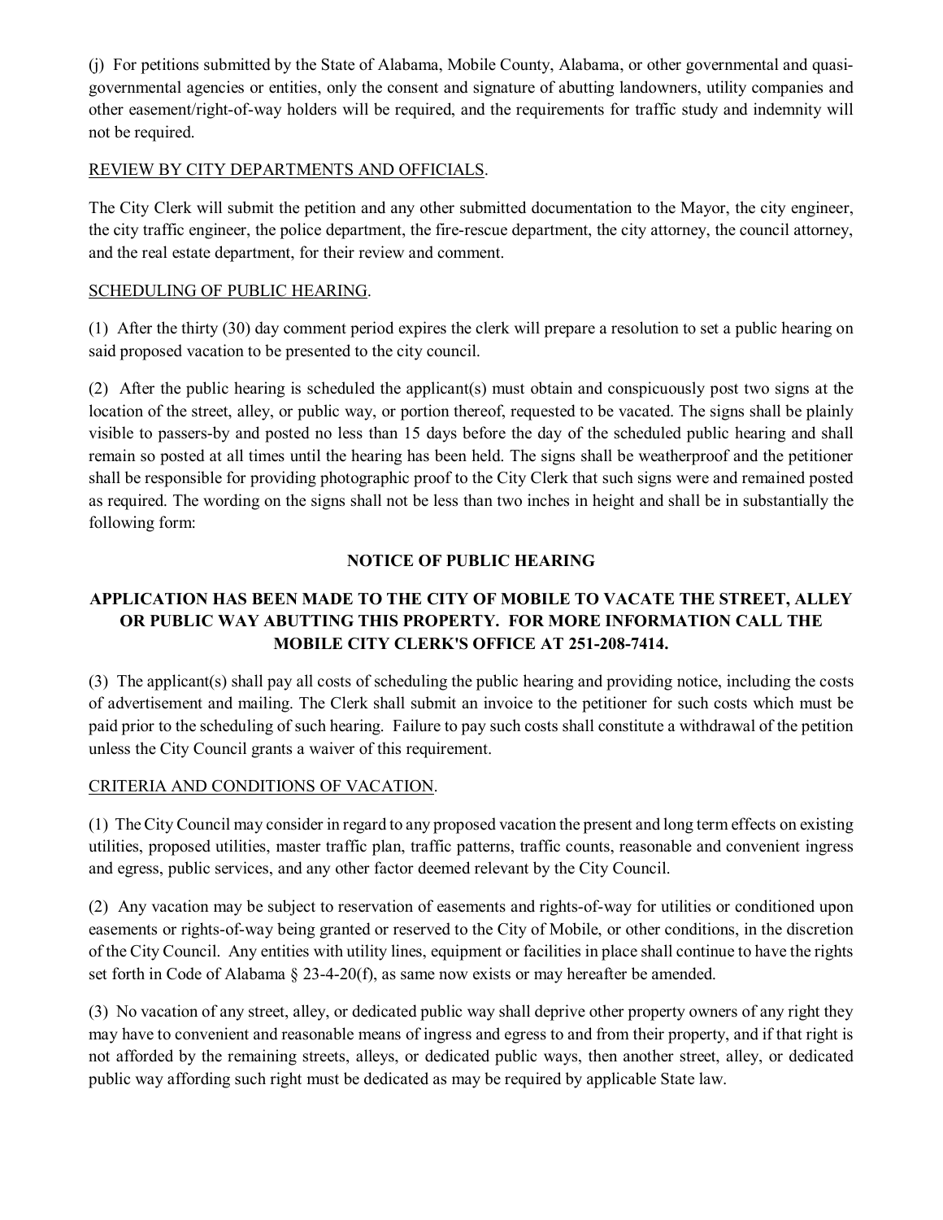(j) For petitions submitted by the State of Alabama, Mobile County, Alabama, or other governmental and quasi-governmental agencies or entities, only the consent and signature of abutting landowners, utility companies and other easement/right-of-way holders will be required, and the requirements for traffic study and indemnity will not be required.

REVIEW BY CITY DEPARTMENTS AND OFFICIALS.

The City Clerk will submit the petition and any other submitted documentation to the Mayor, the city engineer, the city traffic engineer, the police department, the fire-rescue department, the city attorney, the council attorney, and the real estate department, for their review and comment.

SCHEDULING OF PUBLIC HEARING.

(1) After the thirty (30) day comment period expires the clerk will prepare a resolution to set a public hearing on said proposed vacation to be presented to the city council.

(2) After the public hearing is scheduled the applicant(s) must obtain and conspicuously post two signs at the location of the street, alley, or public way, or portion thereof, requested to be vacated. The signs shall be plainly visible to passers-by and posted no less than 15 days before the day of the scheduled public hearing and shall remain so posted at all times until the hearing has been held. The signs shall be weatherproof and the petitioner shall be responsible for providing photographic proof to the City Clerk that such signs were and remained posted as required. The wording on the signs shall not be less than two inches in height and shall be in substantially the following form:

**NOTICE OF PUBLIC HEARING**

**APPLICATION HAS BEEN MADE TO THE CITY OF MOBILE TO VACATE THE STREET, ALLEY OR PUBLIC WAY ABUTTING THIS PROPERTY. FOR MORE INFORMATION CALL THE MOBILE CITY CLERK'S OFFICE AT 251-208-7414.**

(3) The applicant(s) shall pay all costs of scheduling the public hearing and providing notice, including the costs of advertisement and mailing. The Clerk shall submit an invoice to the petitioner for such costs which must be paid prior to the scheduling of such hearing. Failure to pay such costs shall constitute a withdrawal of the petition unless the City Council grants a waiver of this requirement.

CRITERIA AND CONDITIONS OF VACATION.

(1) The City Council may consider in regard to any proposed vacation the present and long term effects on existing utilities, proposed utilities, master traffic plan, traffic patterns, traffic counts, reasonable and convenient ingress and egress, public services, and any other factor deemed relevant by the City Council.

(2) Any vacation may be subject to reservation of easements and rights-of-way for utilities or conditioned upon easements or rights-of-way being granted or reserved to the City of Mobile, or other conditions, in the discretion of the City Council. Any entities with utility lines, equipment or facilities in place shall continue to have the rights set forth in Code of Alabama § 23-4-20(f), as same now exists or may hereafter be amended.

(3) No vacation of any street, alley, or dedicated public way shall deprive other property owners of any right they may have to convenient and reasonable means of ingress and egress to and from their property, and if that right is not afforded by the remaining streets, alleys, or dedicated public ways, then another street, alley, or dedicated public way affording such right must be dedicated as may be required by applicable State law.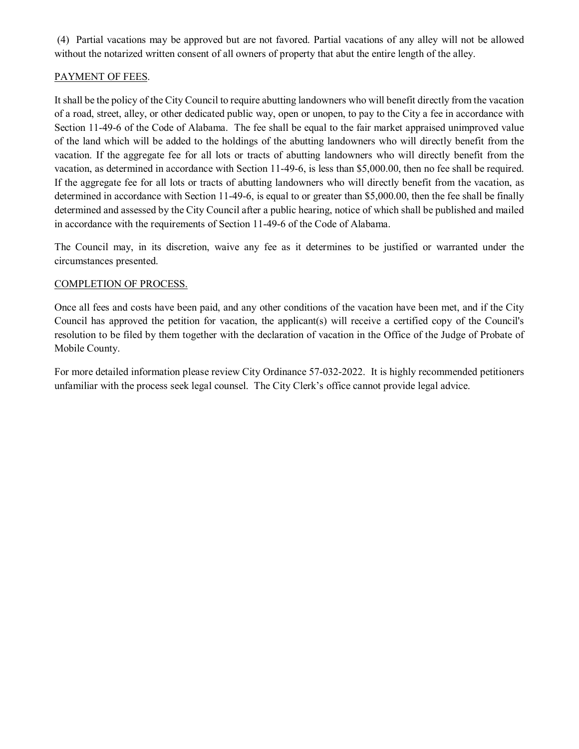(4) Partial vacations may be approved but are not favored. Partial vacations of any alley will not be allowed without the notarized written consent of all owners of property that abut the entire length of the alley.

PAYMENT OF FEES.

It shall be the policy of the City Council to require abutting landowners who will benefit directly from the vacation of a road, street, alley, or other dedicated public way, open or unopen, to pay to the City a fee in accordance with Section 11-49-6 of the Code of Alabama. The fee shall be equal to the fair market appraised unimproved value of the land which will be added to the holdings of the abutting landowners who will directly benefit from the vacation. If the aggregate fee for all lots or tracts of abutting landowners who will directly benefit from the vacation, as determined in accordance with Section 11-49-6, is less than $5,000.00, then no fee shall be required. If the aggregate fee for all lots or tracts of abutting landowners who will directly benefit from the vacation, as determined in accordance with Section 11-49-6, is equal to or greater than $5,000.00, then the fee shall be finally determined and assessed by the City Council after a public hearing, notice of which shall be published and mailed in accordance with the requirements of Section 11-49-6 of the Code of Alabama.

The Council may, in its discretion, waive any fee as it determines to be justified or warranted under the circumstances presented.

COMPLETION OF PROCESS.

Once all fees and costs have been paid, and any other conditions of the vacation have been met, and if the City Council has approved the petition for vacation, the applicant(s) will receive a certified copy of the Council's resolution to be filed by them together with the declaration of vacation in the Office of the Judge of Probate of Mobile County.

For more detailed information please review City Ordinance 57-032-2022. It is highly recommended petitioners unfamiliar with the process seek legal counsel. The City Clerk's office cannot provide legal advice.